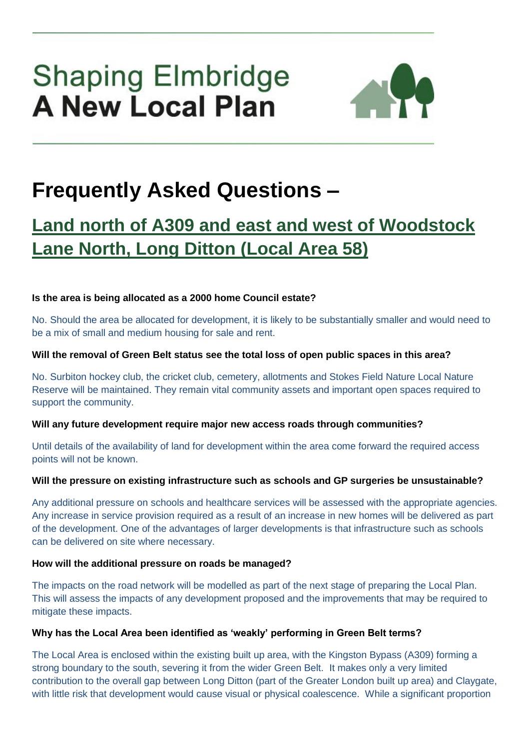# Shaping Elmbridge
# A New Local Plan

# Frequently Asked Questions –

## Land north of A309 and east and west of Woodstock Lane North, Long Ditton (Local Area 58)

**Is the area is being allocated as a 2000 home Council estate?**

No. Should the area be allocated for development, it is likely to be substantially smaller and would need to be a mix of small and medium housing for sale and rent.

**Will the removal of Green Belt status see the total loss of open public spaces in this area?**

No. Surbiton hockey club, the cricket club, cemetery, allotments and Stokes Field Nature Local Nature Reserve will be maintained. They remain vital community assets and important open spaces required to support the community.

**Will any future development require major new access roads through communities?**

Until details of the availability of land for development within the area come forward the required access points will not be known.

**Will the pressure on existing infrastructure such as schools and GP surgeries be unsustainable?**

Any additional pressure on schools and healthcare services will be assessed with the appropriate agencies. Any increase in service provision required as a result of an increase in new homes will be delivered as part of the development. One of the advantages of larger developments is that infrastructure such as schools can be delivered on site where necessary.

**How will the additional pressure on roads be managed?**

The impacts on the road network will be modelled as part of the next stage of preparing the Local Plan. This will assess the impacts of any development proposed and the improvements that may be required to mitigate these impacts.

**Why has the Local Area been identified as 'weakly' performing in Green Belt terms?**

The Local Area is enclosed within the existing built up area, with the Kingston Bypass (A309) forming a strong boundary to the south, severing it from the wider Green Belt. It makes only a very limited contribution to the overall gap between Long Ditton (part of the Greater London built up area) and Claygate, with little risk that development would cause visual or physical coalescence. While a significant proportion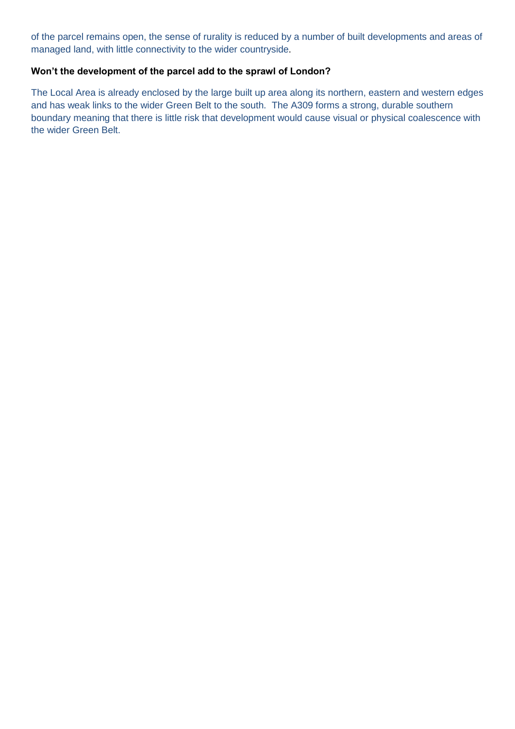of the parcel remains open, the sense of rurality is reduced by a number of built developments and areas of managed land, with little connectivity to the wider countryside.

**Won't the development of the parcel add to the sprawl of London?**

The Local Area is already enclosed by the large built up area along its northern, eastern and western edges and has weak links to the wider Green Belt to the south. The A309 forms a strong, durable southern boundary meaning that there is little risk that development would cause visual or physical coalescence with the wider Green Belt.